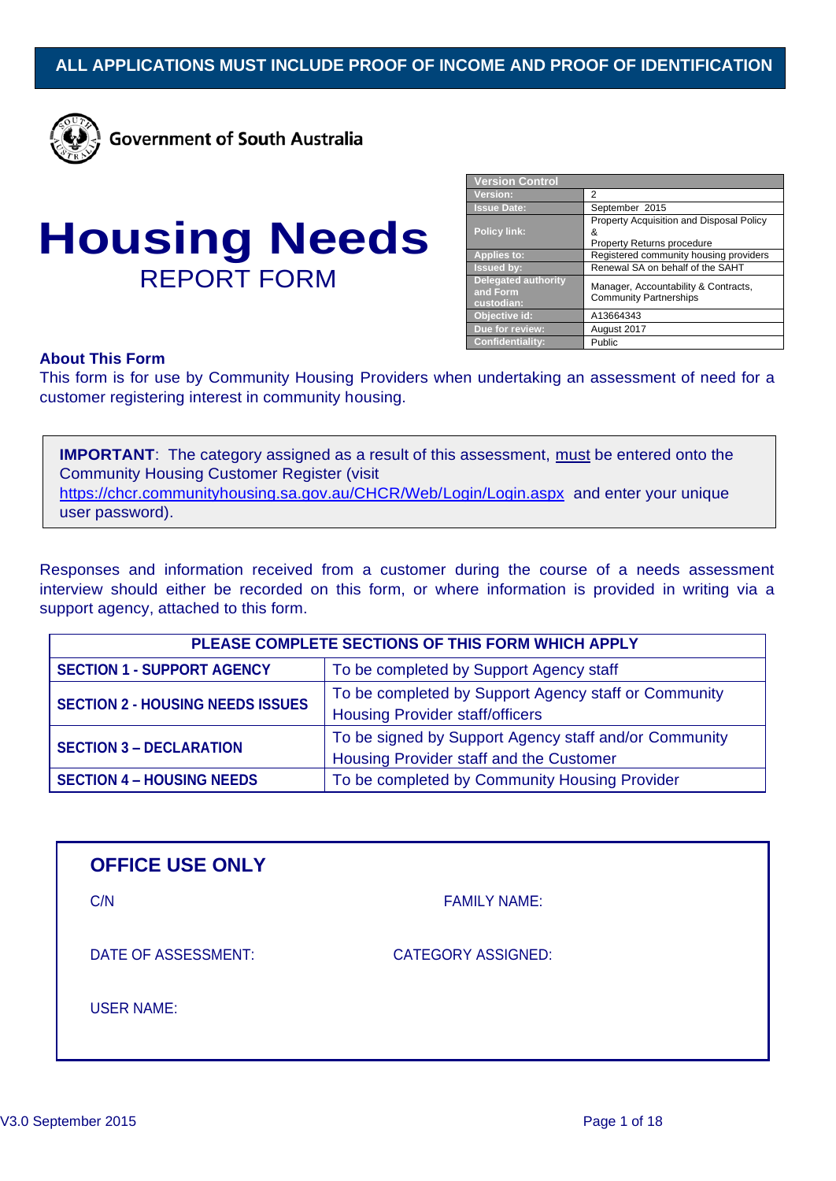**ALL APPLICATIONS MUST INCLUDE PROOF OF INCOME AND PROOF OF IDENTIFICATION**

Government of South Australia

# Housing Needs

## REPORT FORM

| Version Control | |
|---|---|
| Version: | 2 |
| Issue Date: | September 2015 |
| Policy link: | Property Acquisition and Disposal Policy & Property Returns procedure |
| Applies to: | Registered community housing providers |
| Issued by: | Renewal SA on behalf of the SAHT |
| Delegated authority and Form custodian: | Manager, Accountability & Contracts, Community Partnerships |
| Objective id: | A13664343 |
| Due for review: | August 2017 |
| Confidentiality: | Public |

### About This Form

This form is for use by Community Housing Providers when undertaking an assessment of need for a customer registering interest in community housing.

> **IMPORTANT**: The category assigned as a result of this assessment, must be entered onto the Community Housing Customer Register (visit https://chcr.communityhousing.sa.gov.au/CHCR/Web/Login/Login.aspx and enter your unique user password).

Responses and information received from a customer during the course of a needs assessment interview should either be recorded on this form, or where information is provided in writing via a support agency, attached to this form.

| PLEASE COMPLETE SECTIONS OF THIS FORM WHICH APPLY | |
|---|---|
| **SECTION 1 - SUPPORT AGENCY** | To be completed by Support Agency staff |
| **SECTION 2 - HOUSING NEEDS ISSUES** | To be completed by Support Agency staff or Community Housing Provider staff/officers |
| **SECTION 3 – DECLARATION** | To be signed by Support Agency staff and/or Community Housing Provider staff and the Customer |
| **SECTION 4 – HOUSING NEEDS** | To be completed by Community Housing Provider |

### OFFICE USE ONLY

C/N

FAMILY NAME:

DATE OF ASSESSMENT:

CATEGORY ASSIGNED:

USER NAME:

V3.0 September 2015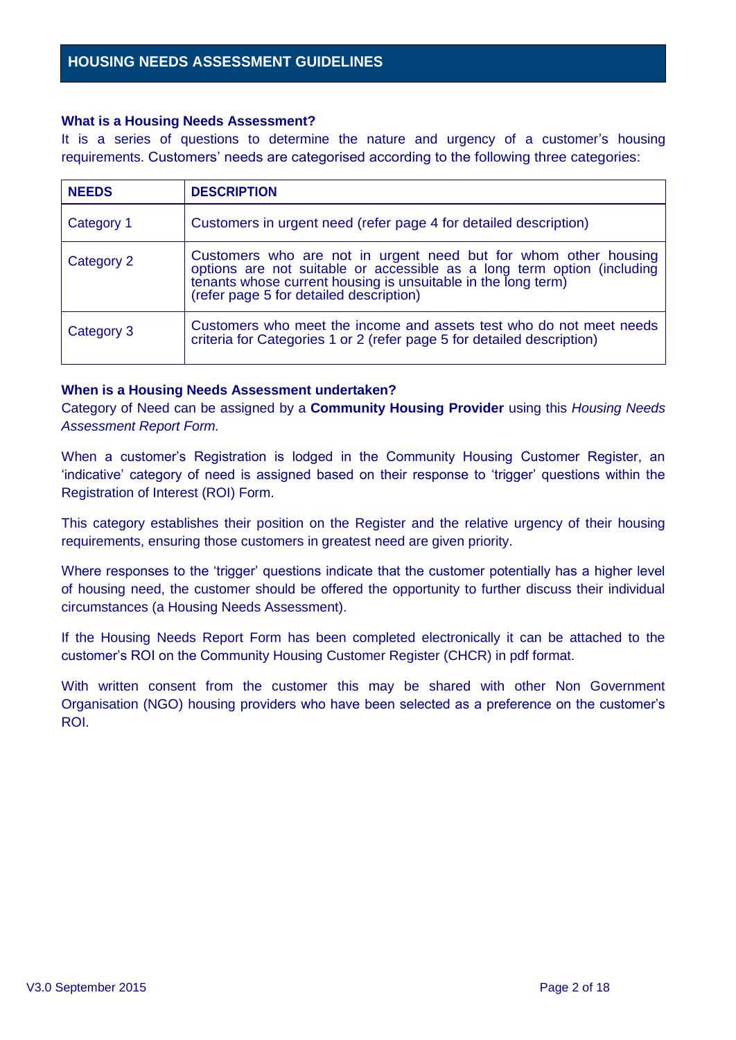# HOUSING NEEDS ASSESSMENT GUIDELINES

**What is a Housing Needs Assessment?**

It is a series of questions to determine the nature and urgency of a customer's housing requirements. Customers' needs are categorised according to the following three categories:

| NEEDS | DESCRIPTION |
| --- | --- |
| Category 1 | Customers in urgent need (refer page 4 for detailed description) |
| Category 2 | Customers who are not in urgent need but for whom other housing options are not suitable or accessible as a long term option (including tenants whose current housing is unsuitable in the long term) (refer page 5 for detailed description) |
| Category 3 | Customers who meet the income and assets test who do not meet needs criteria for Categories 1 or 2 (refer page 5 for detailed description) |

**When is a Housing Needs Assessment undertaken?**

Category of Need can be assigned by a **Community Housing Provider** using this *Housing Needs Assessment Report Form.*

When a customer's Registration is lodged in the Community Housing Customer Register, an 'indicative' category of need is assigned based on their response to 'trigger' questions within the Registration of Interest (ROI) Form.

This category establishes their position on the Register and the relative urgency of their housing requirements, ensuring those customers in greatest need are given priority.

Where responses to the 'trigger' questions indicate that the customer potentially has a higher level of housing need, the customer should be offered the opportunity to further discuss their individual circumstances (a Housing Needs Assessment).

If the Housing Needs Report Form has been completed electronically it can be attached to the customer's ROI on the Community Housing Customer Register (CHCR) in pdf format.

With written consent from the customer this may be shared with other Non Government Organisation (NGO) housing providers who have been selected as a preference on the customer's ROI.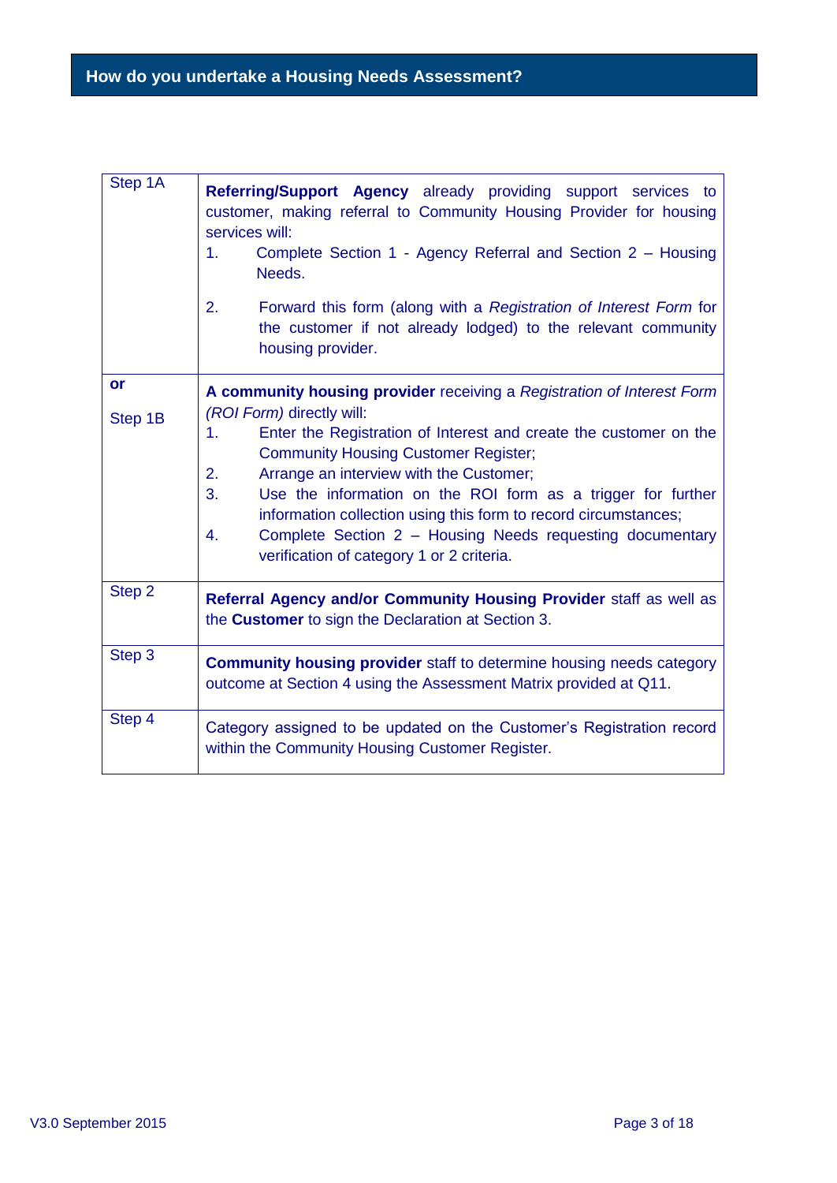## How do you undertake a Housing Needs Assessment?

| | |
|---|---|
| Step 1A | **Referring/Support Agency** already providing support services to customer, making referral to Community Housing Provider for housing services will:<br>1. Complete Section 1 - Agency Referral and Section 2 – Housing Needs.<br>2. Forward this form (along with a *Registration of Interest Form* for the customer if not already lodged) to the relevant community housing provider. |
| **or**<br>Step 1B | **A community housing provider** receiving a *Registration of Interest Form (ROI Form)* directly will:<br>1. Enter the Registration of Interest and create the customer on the Community Housing Customer Register;<br>2. Arrange an interview with the Customer;<br>3. Use the information on the ROI form as a trigger for further information collection using this form to record circumstances;<br>4. Complete Section 2 – Housing Needs requesting documentary verification of category 1 or 2 criteria. |
| Step 2 | **Referral Agency and/or Community Housing Provider** staff as well as the **Customer** to sign the Declaration at Section 3. |
| Step 3 | **Community housing provider** staff to determine housing needs category outcome at Section 4 using the Assessment Matrix provided at Q11. |
| Step 4 | Category assigned to be updated on the Customer's Registration record within the Community Housing Customer Register. |

V3.0 September 2015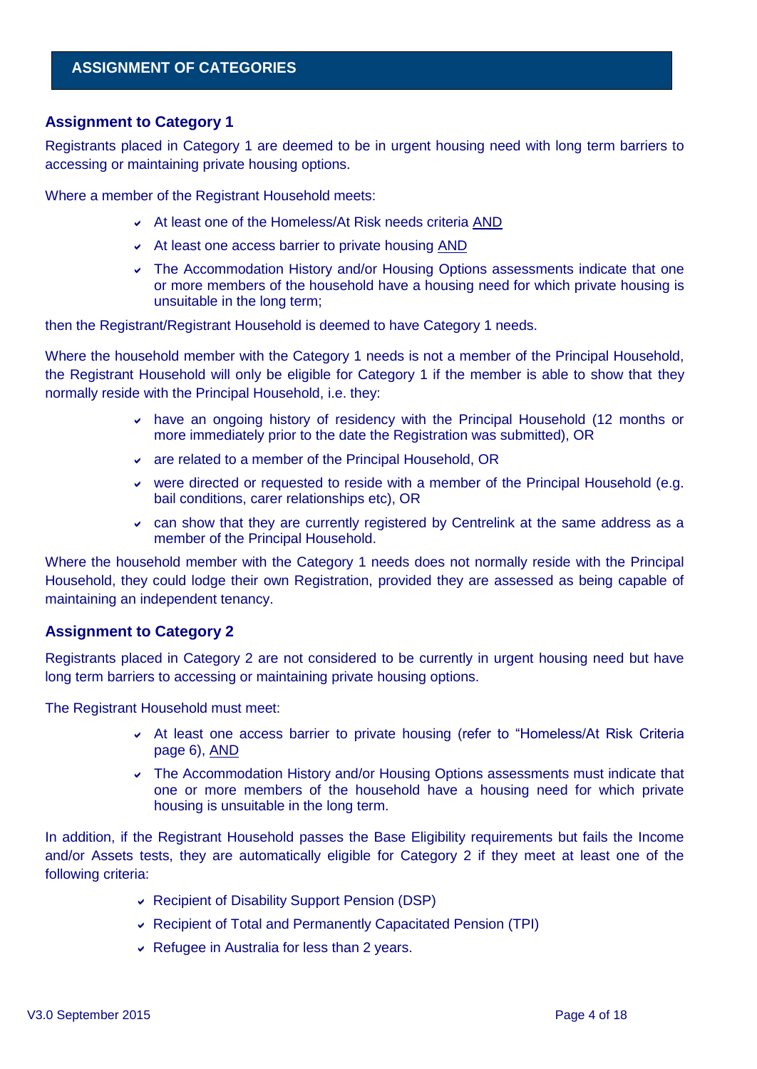## ASSIGNMENT OF CATEGORIES

### Assignment to Category 1

Registrants placed in Category 1 are deemed to be in urgent housing need with long term barriers to accessing or maintaining private housing options.

Where a member of the Registrant Household meets:

- At least one of the Homeless/At Risk needs criteria AND
- At least one access barrier to private housing AND
- The Accommodation History and/or Housing Options assessments indicate that one or more members of the household have a housing need for which private housing is unsuitable in the long term;

then the Registrant/Registrant Household is deemed to have Category 1 needs.

Where the household member with the Category 1 needs is not a member of the Principal Household, the Registrant Household will only be eligible for Category 1 if the member is able to show that they normally reside with the Principal Household, i.e. they:

- have an ongoing history of residency with the Principal Household (12 months or more immediately prior to the date the Registration was submitted), OR
- are related to a member of the Principal Household, OR
- were directed or requested to reside with a member of the Principal Household (e.g. bail conditions, carer relationships etc), OR
- can show that they are currently registered by Centrelink at the same address as a member of the Principal Household.

Where the household member with the Category 1 needs does not normally reside with the Principal Household, they could lodge their own Registration, provided they are assessed as being capable of maintaining an independent tenancy.

### Assignment to Category 2

Registrants placed in Category 2 are not considered to be currently in urgent housing need but have long term barriers to accessing or maintaining private housing options.

The Registrant Household must meet:

- At least one access barrier to private housing (refer to "Homeless/At Risk Criteria page 6), AND
- The Accommodation History and/or Housing Options assessments must indicate that one or more members of the household have a housing need for which private housing is unsuitable in the long term.

In addition, if the Registrant Household passes the Base Eligibility requirements but fails the Income and/or Assets tests, they are automatically eligible for Category 2 if they meet at least one of the following criteria:

- Recipient of Disability Support Pension (DSP)
- Recipient of Total and Permanently Capacitated Pension (TPI)
- Refugee in Australia for less than 2 years.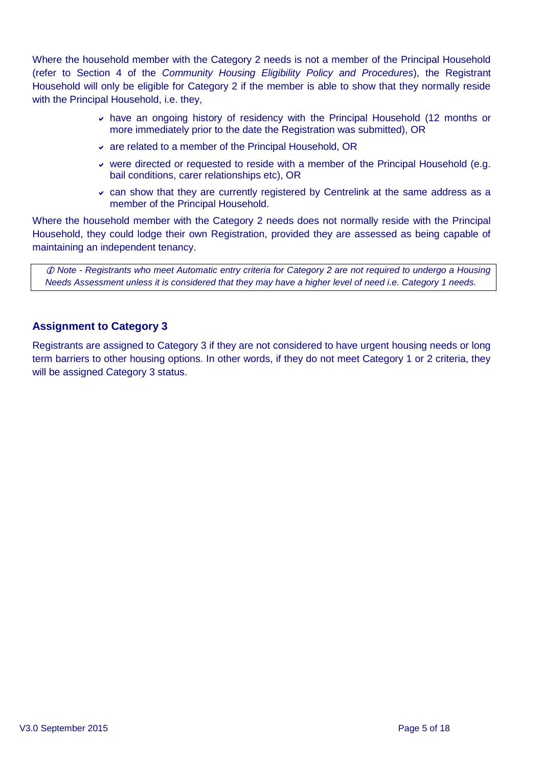Where the household member with the Category 2 needs is not a member of the Principal Household (refer to Section 4 of the *Community Housing Eligibility Policy and Procedures*), the Registrant Household will only be eligible for Category 2 if the member is able to show that they normally reside with the Principal Household, i.e. they,

- have an ongoing history of residency with the Principal Household (12 months or more immediately prior to the date the Registration was submitted), OR
- are related to a member of the Principal Household, OR
- were directed or requested to reside with a member of the Principal Household (e.g. bail conditions, carer relationships etc), OR
- can show that they are currently registered by Centrelink at the same address as a member of the Principal Household.

Where the household member with the Category 2 needs does not normally reside with the Principal Household, they could lodge their own Registration, provided they are assessed as being capable of maintaining an independent tenancy.

> ⓘ *Note - Registrants who meet Automatic entry criteria for Category 2 are not required to undergo a Housing Needs Assessment unless it is considered that they may have a higher level of need i.e. Category 1 needs.*

### Assignment to Category 3

Registrants are assigned to Category 3 if they are not considered to have urgent housing needs or long term barriers to other housing options. In other words, if they do not meet Category 1 or 2 criteria, they will be assigned Category 3 status.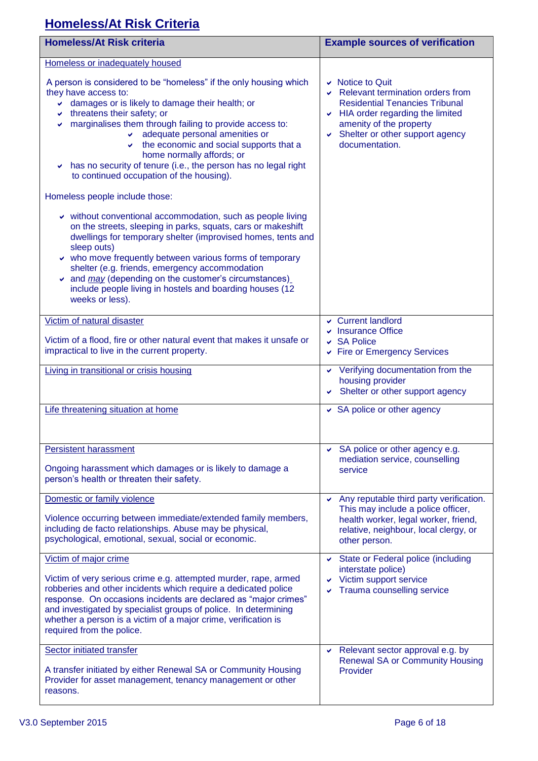## Homeless/At Risk Criteria

| Homeless/At Risk criteria | Example sources of verification |
|---|---|
| Homeless or inadequately housed<br><br>A person is considered to be "homeless" if the only housing which they have access to:<br>• damages or is likely to damage their health; or<br>• threatens their safety; or<br>• marginalises them through failing to provide access to:<br>  • adequate personal amenities or<br>  • the economic and social supports that a home normally affords; or<br>• has no security of tenure (i.e., the person has no legal right to continued occupation of the housing).<br><br>Homeless people include those:<br><br>• without conventional accommodation, such as people living on the streets, sleeping in parks, squats, cars or makeshift dwellings for temporary shelter (improvised homes, tents and sleep outs)<br>• who move frequently between various forms of temporary shelter (e.g. friends, emergency accommodation<br>• and *may* (depending on the customer's circumstances) include people living in hostels and boarding houses (12 weeks or less). | • Notice to Quit<br>• Relevant termination orders from Residential Tenancies Tribunal<br>• HIA order regarding the limited amenity of the property<br>• Shelter or other support agency documentation. |
| Victim of natural disaster<br><br>Victim of a flood, fire or other natural event that makes it unsafe or impractical to live in the current property. | • Current landlord<br>• Insurance Office<br>• SA Police<br>• Fire or Emergency Services |
| Living in transitional or crisis housing | • Verifying documentation from the housing provider<br>• Shelter or other support agency |
| Life threatening situation at home | • SA police or other agency |
| Persistent harassment<br><br>Ongoing harassment which damages or is likely to damage a person's health or threaten their safety. | • SA police or other agency e.g. mediation service, counselling service |
| Domestic or family violence<br><br>Violence occurring between immediate/extended family members, including de facto relationships. Abuse may be physical, psychological, emotional, sexual, social or economic. | • Any reputable third party verification. This may include a police officer, health worker, legal worker, friend, relative, neighbour, local clergy, or other person. |
| Victim of major crime<br><br>Victim of very serious crime e.g. attempted murder, rape, armed robberies and other incidents which require a dedicated police response. On occasions incidents are declared as "major crimes" and investigated by specialist groups of police. In determining whether a person is a victim of a major crime, verification is required from the police. | • State or Federal police (including interstate police)<br>• Victim support service<br>• Trauma counselling service |
| Sector initiated transfer<br><br>A transfer initiated by either Renewal SA or Community Housing Provider for asset management, tenancy management or other reasons. | • Relevant sector approval e.g. by Renewal SA or Community Housing Provider |

V3.0 September 2015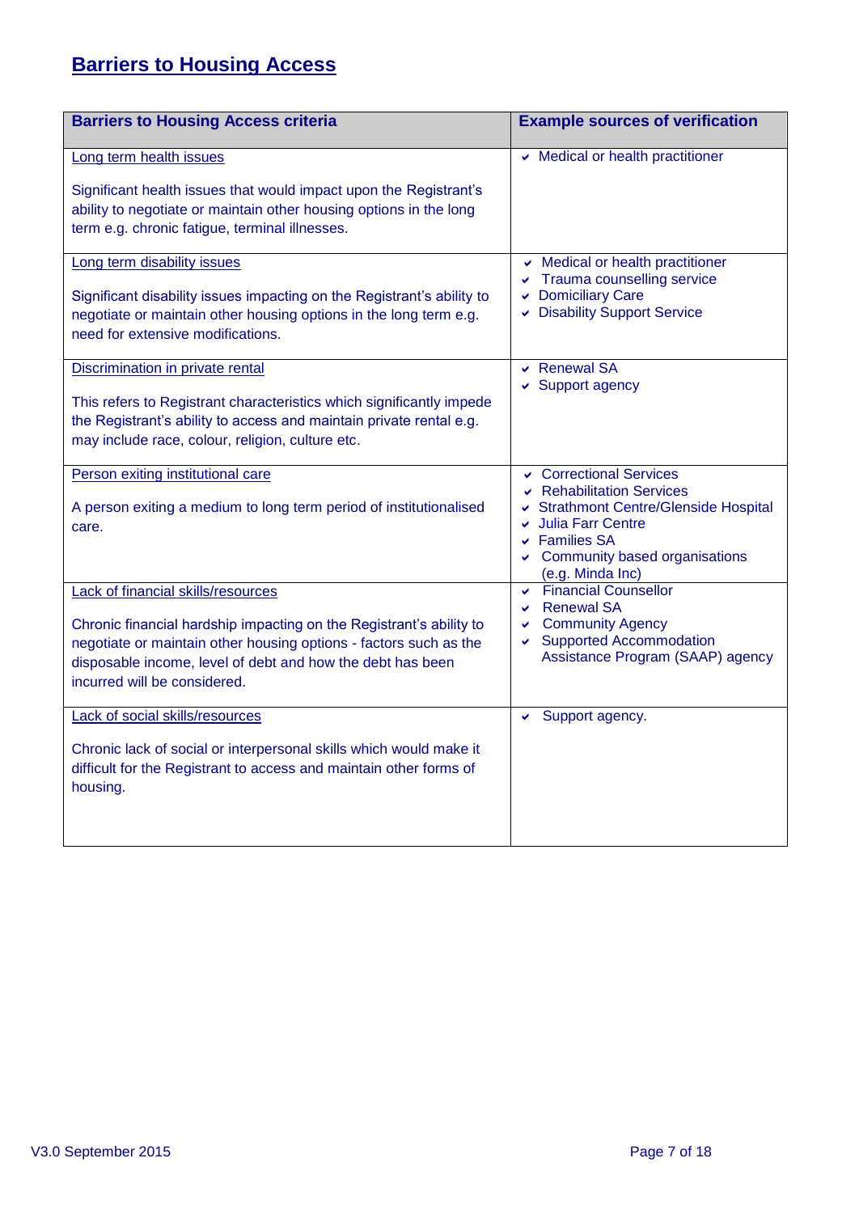## Barriers to Housing Access

| Barriers to Housing Access criteria | Example sources of verification |
| --- | --- |
| Long term health issues<br><br>Significant health issues that would impact upon the Registrant's ability to negotiate or maintain other housing options in the long term e.g. chronic fatigue, terminal illnesses. | ✔ Medical or health practitioner |
| Long term disability issues<br><br>Significant disability issues impacting on the Registrant's ability to negotiate or maintain other housing options in the long term e.g. need for extensive modifications. | ✔ Medical or health practitioner<br>✔ Trauma counselling service<br>✔ Domiciliary Care<br>✔ Disability Support Service |
| Discrimination in private rental<br><br>This refers to Registrant characteristics which significantly impede the Registrant's ability to access and maintain private rental e.g. may include race, colour, religion, culture etc. | ✔ Renewal SA<br>✔ Support agency |
| Person exiting institutional care<br><br>A person exiting a medium to long term period of institutionalised care. | ✔ Correctional Services<br>✔ Rehabilitation Services<br>✔ Strathmont Centre/Glenside Hospital<br>✔ Julia Farr Centre<br>✔ Families SA<br>✔ Community based organisations (e.g. Minda Inc) |
| Lack of financial skills/resources<br><br>Chronic financial hardship impacting on the Registrant's ability to negotiate or maintain other housing options - factors such as the disposable income, level of debt and how the debt has been incurred will be considered. | ✔ Financial Counsellor<br>✔ Renewal SA<br>✔ Community Agency<br>✔ Supported Accommodation Assistance Program (SAAP) agency |
| Lack of social skills/resources<br><br>Chronic lack of social or interpersonal skills which would make it difficult for the Registrant to access and maintain other forms of housing. | ✔ Support agency. |

V3.0 September 2015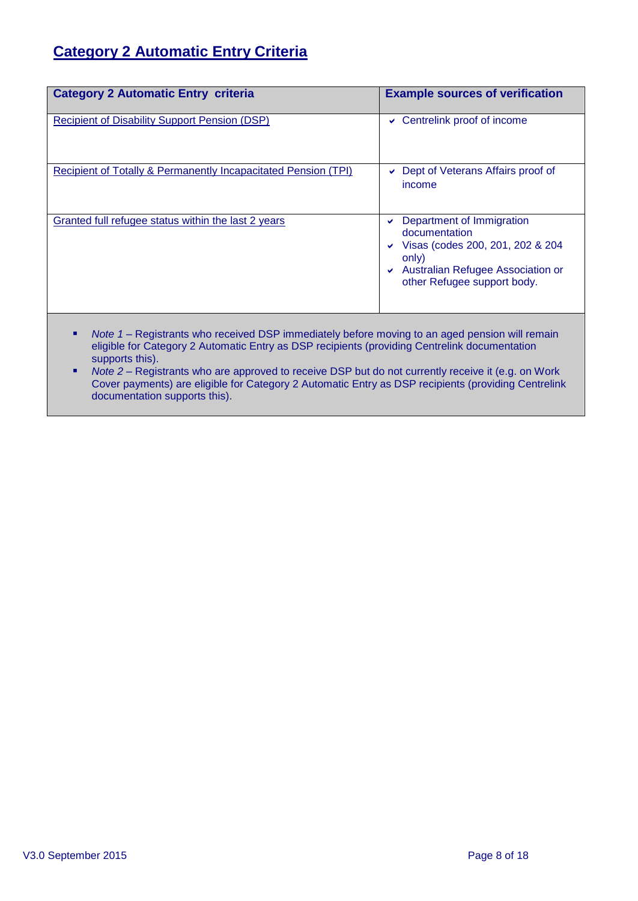# Category 2 Automatic Entry Criteria

| Category 2 Automatic Entry criteria | Example sources of verification |
|---|---|
| Recipient of Disability Support Pension (DSP) | ✔ Centrelink proof of income |
| Recipient of Totally & Permanently Incapacitated Pension (TPI) | ✔ Dept of Veterans Affairs proof of income |
| Granted full refugee status within the last 2 years | ✔ Department of Immigration documentation<br>✔ Visas (codes 200, 201, 202 & 204 only)<br>✔ Australian Refugee Association or other Refugee support body. |

- *Note 1* – Registrants who received DSP immediately before moving to an aged pension will remain eligible for Category 2 Automatic Entry as DSP recipients (providing Centrelink documentation supports this).
- *Note 2* – Registrants who are approved to receive DSP but do not currently receive it (e.g. on Work Cover payments) are eligible for Category 2 Automatic Entry as DSP recipients (providing Centrelink documentation supports this).

V3.0 September 2015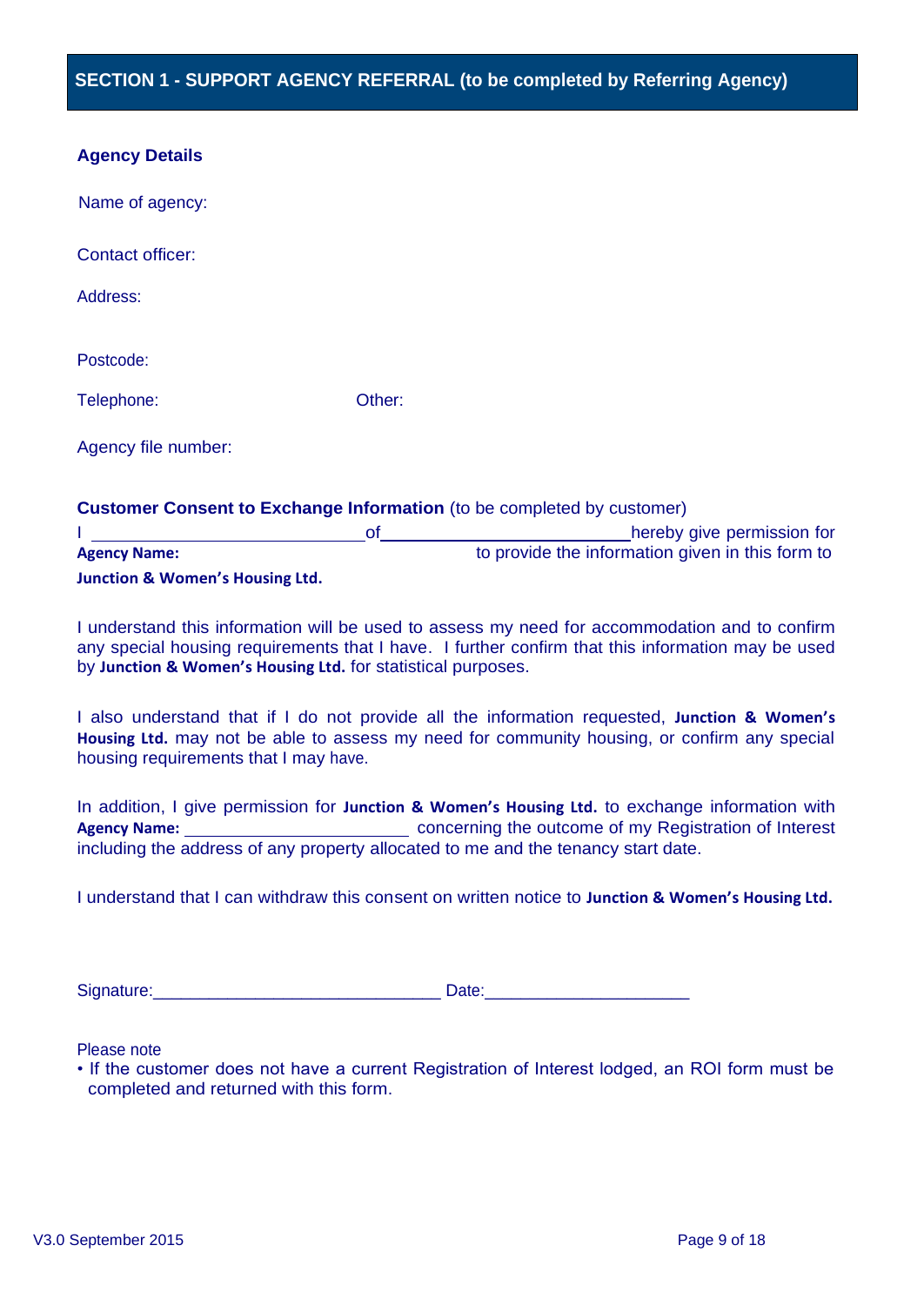## SECTION 1 - SUPPORT AGENCY REFERRAL (to be completed by Referring Agency)

### Agency Details

Name of agency:

Contact officer:

Address:

Postcode:

Telephone: Other:

Agency file number:

### Customer Consent to Exchange Information (to be completed by customer)

I ____________________________ of ____________________________ hereby give permission for **Agency Name:** to provide the information given in this form to **Junction & Women's Housing Ltd.**

I understand this information will be used to assess my need for accommodation and to confirm any special housing requirements that I have. I further confirm that this information may be used by **Junction & Women's Housing Ltd.** for statistical purposes.

I also understand that if I do not provide all the information requested, **Junction & Women's Housing Ltd.** may not be able to assess my need for community housing, or confirm any special housing requirements that I may have.

In addition, I give permission for **Junction & Women's Housing Ltd.** to exchange information with **Agency Name:** ______________________ concerning the outcome of my Registration of Interest including the address of any property allocated to me and the tenancy start date.

I understand that I can withdraw this consent on written notice to **Junction & Women's Housing Ltd.**

Signature:_____________________________ Date:_____________________

Please note

- If the customer does not have a current Registration of Interest lodged, an ROI form must be completed and returned with this form.

V3.0 September 2015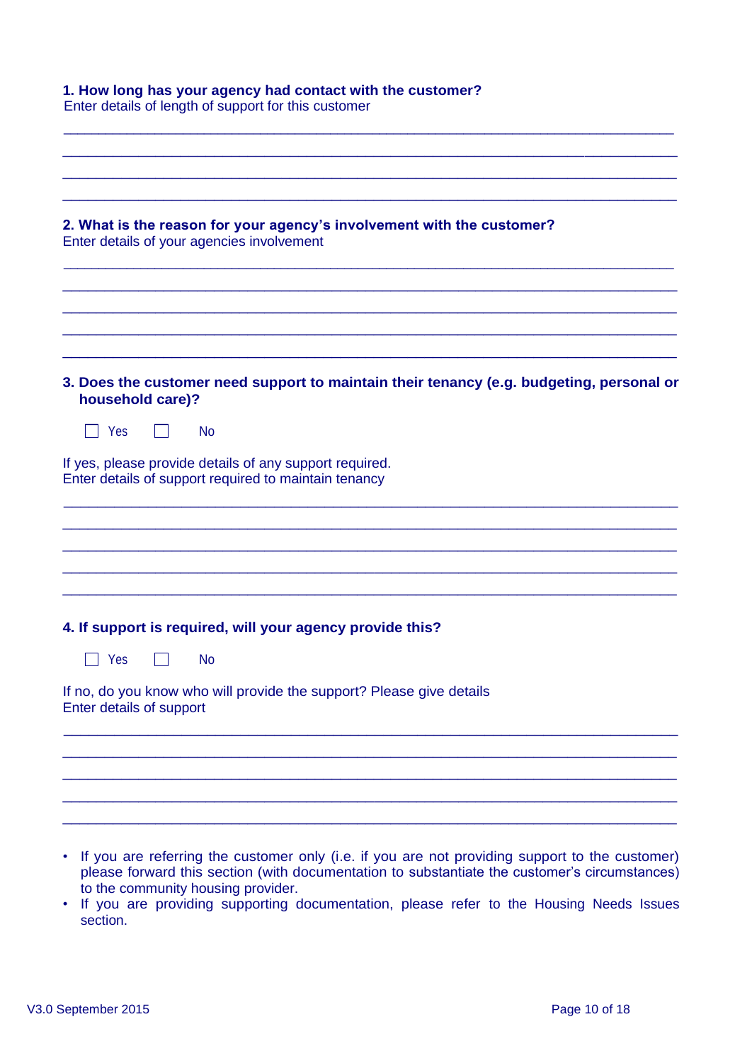**1. How long has your agency had contact with the customer?**

Enter details of length of support for this customer

____________________________________________________________________________

____________________________________________________________________________

____________________________________________________________________________

____________________________________________________________________________

**2. What is the reason for your agency's involvement with the customer?**

Enter details of your agencies involvement

____________________________________________________________________________

____________________________________________________________________________

____________________________________________________________________________

____________________________________________________________________________

____________________________________________________________________________

**3. Does the customer need support to maintain their tenancy (e.g. budgeting, personal or household care)?**

☐ Yes ☐ No

If yes, please provide details of any support required.
Enter details of support required to maintain tenancy

____________________________________________________________________________

____________________________________________________________________________

____________________________________________________________________________

____________________________________________________________________________

____________________________________________________________________________

**4. If support is required, will your agency provide this?**

☐ Yes ☐ No

If no, do you know who will provide the support? Please give details
Enter details of support

____________________________________________________________________________

____________________________________________________________________________

____________________________________________________________________________

____________________________________________________________________________

____________________________________________________________________________

- If you are referring the customer only (i.e. if you are not providing support to the customer) please forward this section (with documentation to substantiate the customer's circumstances) to the community housing provider.
- If you are providing supporting documentation, please refer to the Housing Needs Issues section.

V3.0 September 2015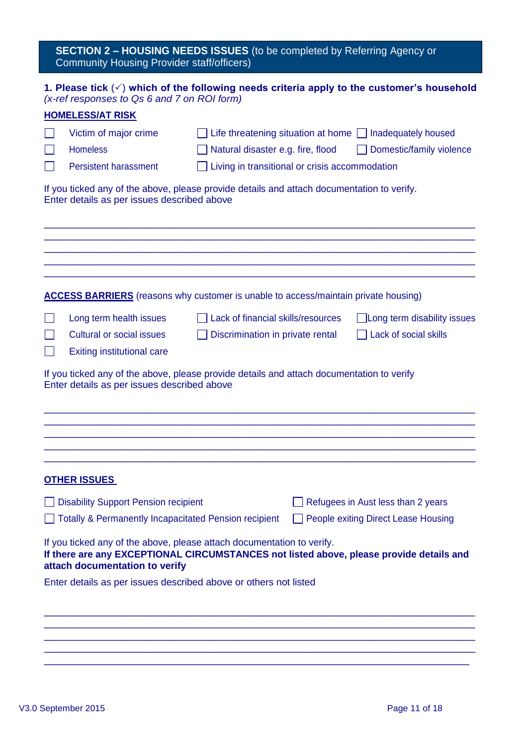## SECTION 2 – HOUSING NEEDS ISSUES (to be completed by Referring Agency or Community Housing Provider staff/officers)

**1. Please tick (✓) which of the following needs criteria apply to the customer's household** *(x-ref responses to Qs 6 and 7 on ROI form)*

**HOMELESS/AT RISK**

- ☐ Victim of major crime
- ☐ Life threatening situation at home
- ☐ Inadequately housed
- ☐ Homeless
- ☐ Natural disaster e.g. fire, flood
- ☐ Domestic/family violence
- ☐ Persistent harassment
- ☐ Living in transitional or crisis accommodation

If you ticked any of the above, please provide details and attach documentation to verify.
Enter details as per issues described above

___________________________________________________________________________
___________________________________________________________________________
___________________________________________________________________________
___________________________________________________________________________
___________________________________________________________________________

**ACCESS BARRIERS** (reasons why customer is unable to access/maintain private housing)

- ☐ Long term health issues
- ☐ Lack of financial skills/resources
- ☐ Long term disability issues
- ☐ Cultural or social issues
- ☐ Discrimination in private rental
- ☐ Lack of social skills
- ☐ Exiting institutional care

If you ticked any of the above, please provide details and attach documentation to verify
Enter details as per issues described above

___________________________________________________________________________
___________________________________________________________________________
___________________________________________________________________________
___________________________________________________________________________
___________________________________________________________________________

**OTHER ISSUES**

- ☐ Disability Support Pension recipient
- ☐ Refugees in Aust less than 2 years
- ☐ Totally & Permanently Incapacitated Pension recipient
- ☐ People exiting Direct Lease Housing

If you ticked any of the above, please attach documentation to verify.
**If there are any EXCEPTIONAL CIRCUMSTANCES not listed above, please provide details and attach documentation to verify**

Enter details as per issues described above or others not listed

___________________________________________________________________________
___________________________________________________________________________
___________________________________________________________________________
___________________________________________________________________________
___________________________________________________________________________

V3.0 September 2015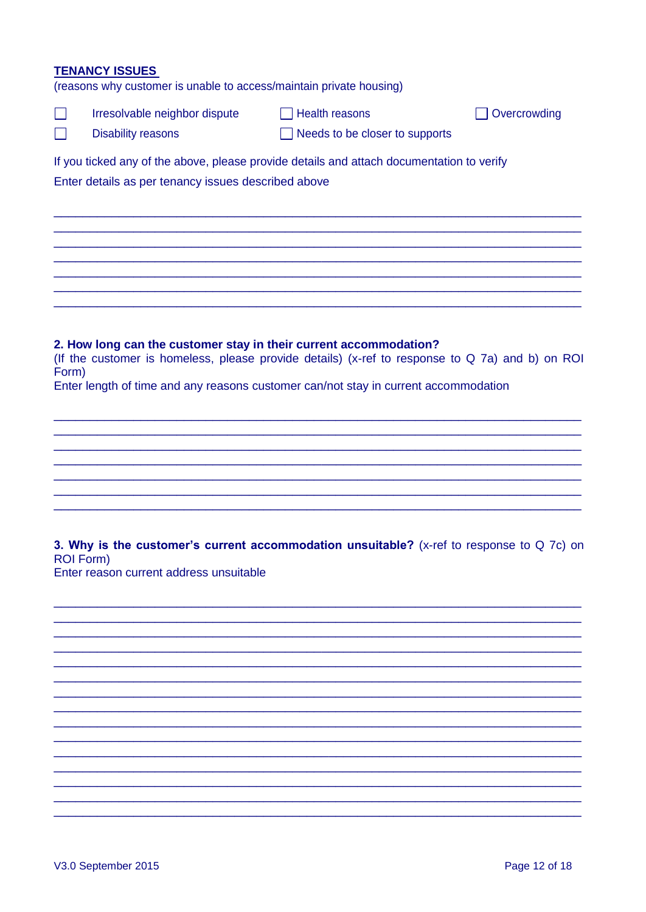## TENANCY ISSUES

(reasons why customer is unable to access/maintain private housing)

- ☐ Irresolvable neighbor dispute
- ☐ Health reasons
- ☐ Overcrowding
- ☐ Disability reasons
- ☐ Needs to be closer to supports

If you ticked any of the above, please provide details and attach documentation to verify

Enter details as per tenancy issues described above

______________________________________________________________________________
______________________________________________________________________________
______________________________________________________________________________
______________________________________________________________________________
______________________________________________________________________________
______________________________________________________________________________
______________________________________________________________________________

**2. How long can the customer stay in their current accommodation?**

(If the customer is homeless, please provide details) (x-ref to response to Q 7a) and b) on ROI Form)

Enter length of time and any reasons customer can/not stay in current accommodation

______________________________________________________________________________
______________________________________________________________________________
______________________________________________________________________________
______________________________________________________________________________
______________________________________________________________________________
______________________________________________________________________________
______________________________________________________________________________

**3. Why is the customer's current accommodation unsuitable?** (x-ref to response to Q 7c) on ROI Form)

Enter reason current address unsuitable

______________________________________________________________________________
______________________________________________________________________________
______________________________________________________________________________
______________________________________________________________________________
______________________________________________________________________________
______________________________________________________________________________
______________________________________________________________________________
______________________________________________________________________________
______________________________________________________________________________
______________________________________________________________________________
______________________________________________________________________________
______________________________________________________________________________
______________________________________________________________________________
______________________________________________________________________________
______________________________________________________________________________
______________________________________________________________________________

V3.0 September 2015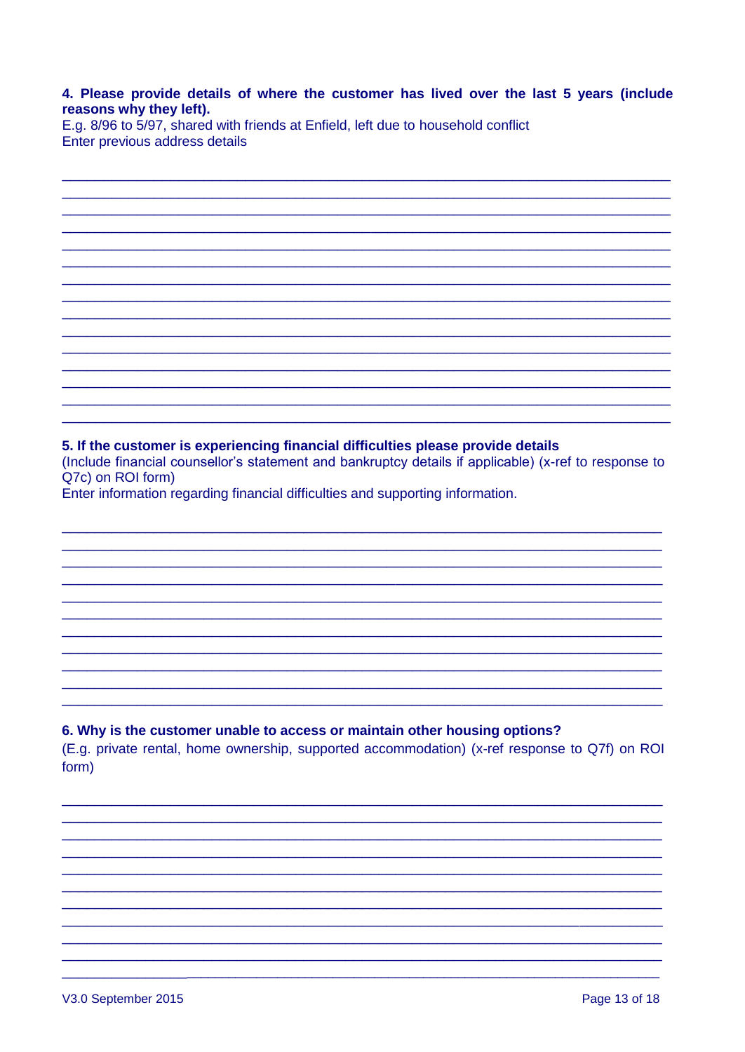**4. Please provide details of where the customer has lived over the last 5 years (include reasons why they left).**

E.g. 8/96 to 5/97, shared with friends at Enfield, left due to household conflict

Enter previous address details

**5. If the customer is experiencing financial difficulties please provide details**

(Include financial counsellor's statement and bankruptcy details if applicable) (x-ref to response to Q7c) on ROI form)

Enter information regarding financial difficulties and supporting information.

**6. Why is the customer unable to access or maintain other housing options?**

(E.g. private rental, home ownership, supported accommodation) (x-ref response to Q7f) on ROI form)

V3.0 September 2015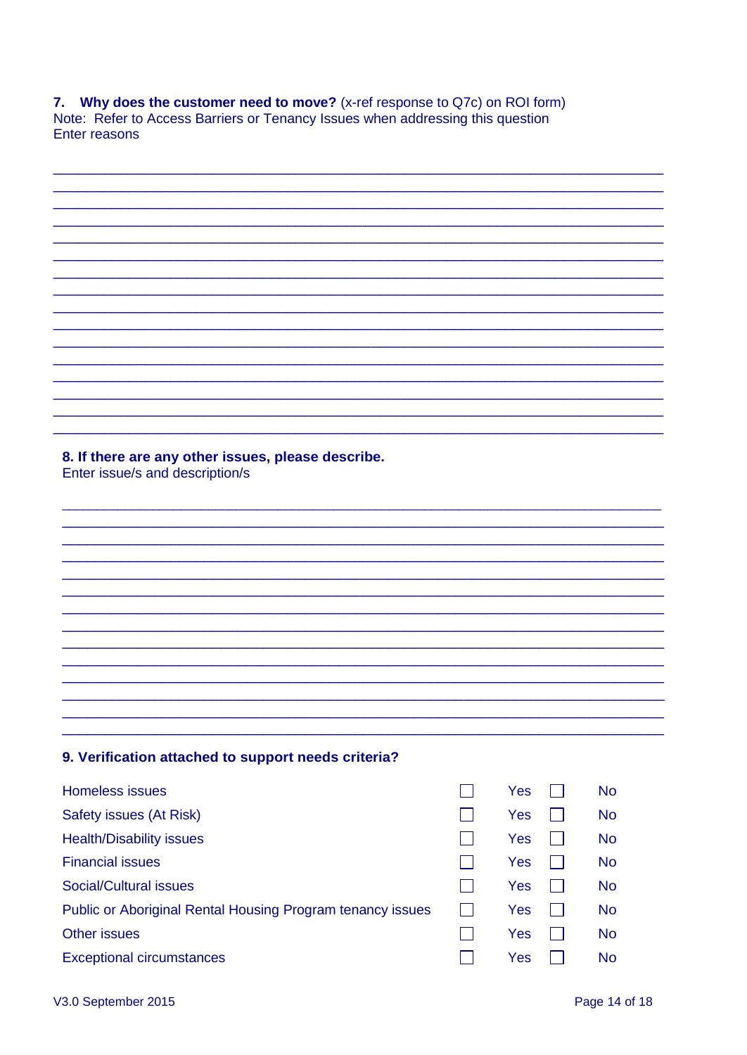**7. Why does the customer need to move?** (x-ref response to Q7c) on ROI form)
Note: Refer to Access Barriers or Tenancy Issues when addressing this question
Enter reasons

\_\_\_\_\_\_\_\_\_\_\_\_\_\_\_\_\_\_\_\_\_\_\_\_\_\_\_\_\_\_\_\_\_\_\_\_\_\_\_\_\_\_\_\_\_\_\_\_\_\_\_\_\_\_\_\_\_\_\_\_\_\_\_\_\_\_\_\_\_\_\_\_

\_\_\_\_\_\_\_\_\_\_\_\_\_\_\_\_\_\_\_\_\_\_\_\_\_\_\_\_\_\_\_\_\_\_\_\_\_\_\_\_\_\_\_\_\_\_\_\_\_\_\_\_\_\_\_\_\_\_\_\_\_\_\_\_\_\_\_\_\_\_\_\_

\_\_\_\_\_\_\_\_\_\_\_\_\_\_\_\_\_\_\_\_\_\_\_\_\_\_\_\_\_\_\_\_\_\_\_\_\_\_\_\_\_\_\_\_\_\_\_\_\_\_\_\_\_\_\_\_\_\_\_\_\_\_\_\_\_\_\_\_\_\_\_\_

\_\_\_\_\_\_\_\_\_\_\_\_\_\_\_\_\_\_\_\_\_\_\_\_\_\_\_\_\_\_\_\_\_\_\_\_\_\_\_\_\_\_\_\_\_\_\_\_\_\_\_\_\_\_\_\_\_\_\_\_\_\_\_\_\_\_\_\_\_\_\_\_

\_\_\_\_\_\_\_\_\_\_\_\_\_\_\_\_\_\_\_\_\_\_\_\_\_\_\_\_\_\_\_\_\_\_\_\_\_\_\_\_\_\_\_\_\_\_\_\_\_\_\_\_\_\_\_\_\_\_\_\_\_\_\_\_\_\_\_\_\_\_\_\_

**8. If there are any other issues, please describe.**
Enter issue/s and description/s

\_\_\_\_\_\_\_\_\_\_\_\_\_\_\_\_\_\_\_\_\_\_\_\_\_\_\_\_\_\_\_\_\_\_\_\_\_\_\_\_\_\_\_\_\_\_\_\_\_\_\_\_\_\_\_\_\_\_\_\_\_\_\_\_\_\_\_\_\_\_\_\_

\_\_\_\_\_\_\_\_\_\_\_\_\_\_\_\_\_\_\_\_\_\_\_\_\_\_\_\_\_\_\_\_\_\_\_\_\_\_\_\_\_\_\_\_\_\_\_\_\_\_\_\_\_\_\_\_\_\_\_\_\_\_\_\_\_\_\_\_\_\_\_\_

\_\_\_\_\_\_\_\_\_\_\_\_\_\_\_\_\_\_\_\_\_\_\_\_\_\_\_\_\_\_\_\_\_\_\_\_\_\_\_\_\_\_\_\_\_\_\_\_\_\_\_\_\_\_\_\_\_\_\_\_\_\_\_\_\_\_\_\_\_\_\_\_

\_\_\_\_\_\_\_\_\_\_\_\_\_\_\_\_\_\_\_\_\_\_\_\_\_\_\_\_\_\_\_\_\_\_\_\_\_\_\_\_\_\_\_\_\_\_\_\_\_\_\_\_\_\_\_\_\_\_\_\_\_\_\_\_\_\_\_\_\_\_\_\_

\_\_\_\_\_\_\_\_\_\_\_\_\_\_\_\_\_\_\_\_\_\_\_\_\_\_\_\_\_\_\_\_\_\_\_\_\_\_\_\_\_\_\_\_\_\_\_\_\_\_\_\_\_\_\_\_\_\_\_\_\_\_\_\_\_\_\_\_\_\_\_\_

**9. Verification attached to support needs criteria?**

| Issue | Yes | No |
|---|---|---|
| Homeless issues | ☐ Yes | ☐ No |
| Safety issues (At Risk) | ☐ Yes | ☐ No |
| Health/Disability issues | ☐ Yes | ☐ No |
| Financial issues | ☐ Yes | ☐ No |
| Social/Cultural issues | ☐ Yes | ☐ No |
| Public or Aboriginal Rental Housing Program tenancy issues | ☐ Yes | ☐ No |
| Other issues | ☐ Yes | ☐ No |
| Exceptional circumstances | ☐ Yes | ☐ No |

V3.0 September 2015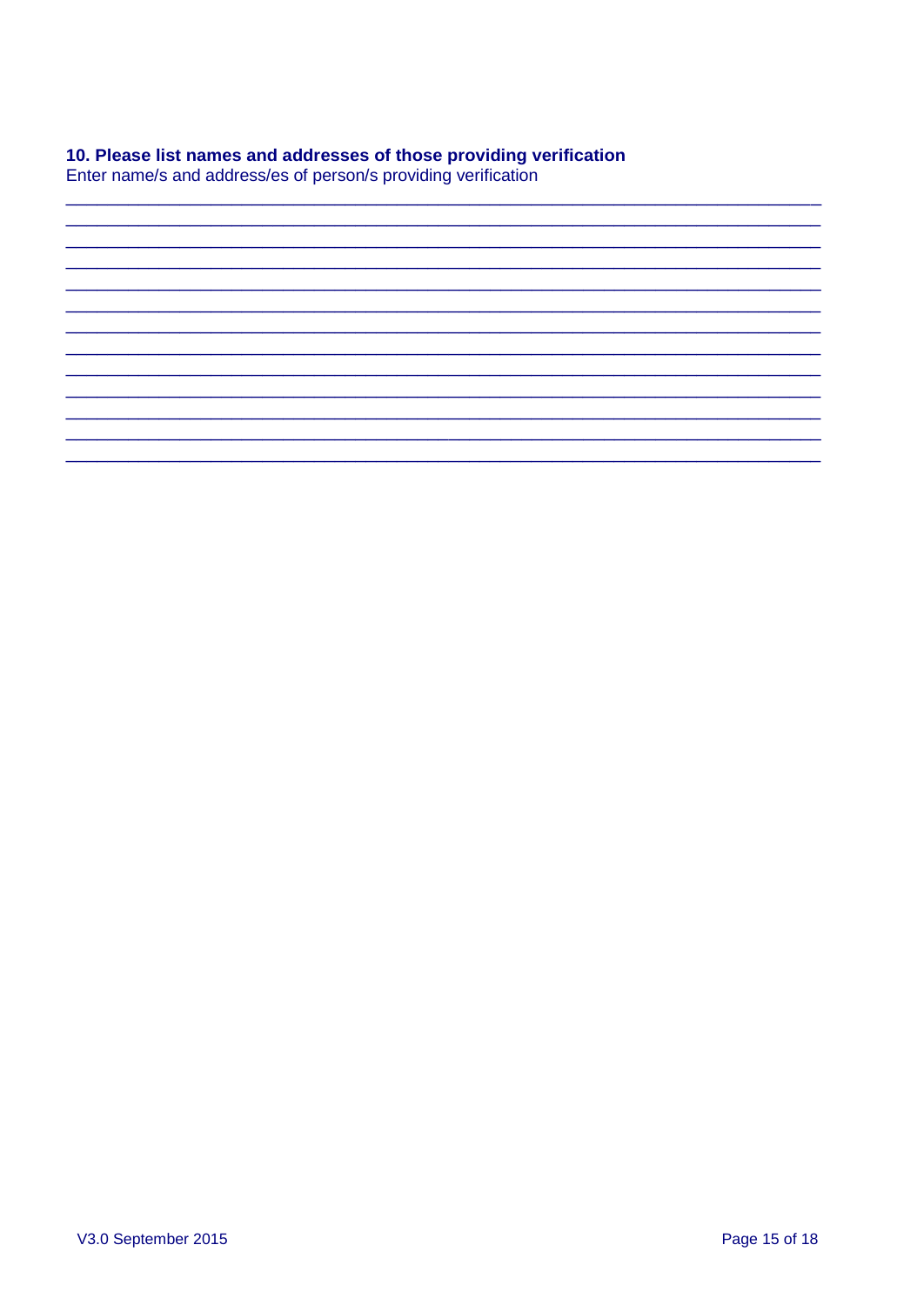## 10. Please list names and addresses of those providing verification

Enter name/s and address/es of person/s providing verification

\_\_\_\_\_\_\_\_\_\_\_\_\_\_\_\_\_\_\_\_\_\_\_\_\_\_\_\_\_\_\_\_\_\_\_\_\_\_\_\_\_\_\_\_\_\_\_\_\_\_\_\_\_\_\_\_\_\_\_\_\_\_\_\_\_\_\_\_\_\_\_\_\_\_\_\_

\_\_\_\_\_\_\_\_\_\_\_\_\_\_\_\_\_\_\_\_\_\_\_\_\_\_\_\_\_\_\_\_\_\_\_\_\_\_\_\_\_\_\_\_\_\_\_\_\_\_\_\_\_\_\_\_\_\_\_\_\_\_\_\_\_\_\_\_\_\_\_\_\_\_\_\_

\_\_\_\_\_\_\_\_\_\_\_\_\_\_\_\_\_\_\_\_\_\_\_\_\_\_\_\_\_\_\_\_\_\_\_\_\_\_\_\_\_\_\_\_\_\_\_\_\_\_\_\_\_\_\_\_\_\_\_\_\_\_\_\_\_\_\_\_\_\_\_\_\_\_\_\_

\_\_\_\_\_\_\_\_\_\_\_\_\_\_\_\_\_\_\_\_\_\_\_\_\_\_\_\_\_\_\_\_\_\_\_\_\_\_\_\_\_\_\_\_\_\_\_\_\_\_\_\_\_\_\_\_\_\_\_\_\_\_\_\_\_\_\_\_\_\_\_\_\_\_\_\_

\_\_\_\_\_\_\_\_\_\_\_\_\_\_\_\_\_\_\_\_\_\_\_\_\_\_\_\_\_\_\_\_\_\_\_\_\_\_\_\_\_\_\_\_\_\_\_\_\_\_\_\_\_\_\_\_\_\_\_\_\_\_\_\_\_\_\_\_\_\_\_\_\_\_\_\_

\_\_\_\_\_\_\_\_\_\_\_\_\_\_\_\_\_\_\_\_\_\_\_\_\_\_\_\_\_\_\_\_\_\_\_\_\_\_\_\_\_\_\_\_\_\_\_\_\_\_\_\_\_\_\_\_\_\_\_\_\_\_\_\_\_\_\_\_\_\_\_\_\_\_\_\_

\_\_\_\_\_\_\_\_\_\_\_\_\_\_\_\_\_\_\_\_\_\_\_\_\_\_\_\_\_\_\_\_\_\_\_\_\_\_\_\_\_\_\_\_\_\_\_\_\_\_\_\_\_\_\_\_\_\_\_\_\_\_\_\_\_\_\_\_\_\_\_\_\_\_\_\_

\_\_\_\_\_\_\_\_\_\_\_\_\_\_\_\_\_\_\_\_\_\_\_\_\_\_\_\_\_\_\_\_\_\_\_\_\_\_\_\_\_\_\_\_\_\_\_\_\_\_\_\_\_\_\_\_\_\_\_\_\_\_\_\_\_\_\_\_\_\_\_\_\_\_\_\_

\_\_\_\_\_\_\_\_\_\_\_\_\_\_\_\_\_\_\_\_\_\_\_\_\_\_\_\_\_\_\_\_\_\_\_\_\_\_\_\_\_\_\_\_\_\_\_\_\_\_\_\_\_\_\_\_\_\_\_\_\_\_\_\_\_\_\_\_\_\_\_\_\_\_\_\_

\_\_\_\_\_\_\_\_\_\_\_\_\_\_\_\_\_\_\_\_\_\_\_\_\_\_\_\_\_\_\_\_\_\_\_\_\_\_\_\_\_\_\_\_\_\_\_\_\_\_\_\_\_\_\_\_\_\_\_\_\_\_\_\_\_\_\_\_\_\_\_\_\_\_\_\_

\_\_\_\_\_\_\_\_\_\_\_\_\_\_\_\_\_\_\_\_\_\_\_\_\_\_\_\_\_\_\_\_\_\_\_\_\_\_\_\_\_\_\_\_\_\_\_\_\_\_\_\_\_\_\_\_\_\_\_\_\_\_\_\_\_\_\_\_\_\_\_\_\_\_\_\_

\_\_\_\_\_\_\_\_\_\_\_\_\_\_\_\_\_\_\_\_\_\_\_\_\_\_\_\_\_\_\_\_\_\_\_\_\_\_\_\_\_\_\_\_\_\_\_\_\_\_\_\_\_\_\_\_\_\_\_\_\_\_\_\_\_\_\_\_\_\_\_\_\_\_\_\_

\_\_\_\_\_\_\_\_\_\_\_\_\_\_\_\_\_\_\_\_\_\_\_\_\_\_\_\_\_\_\_\_\_\_\_\_\_\_\_\_\_\_\_\_\_\_\_\_\_\_\_\_\_\_\_\_\_\_\_\_\_\_\_\_\_\_\_\_\_\_\_\_\_\_\_\_

\_\_\_\_\_\_\_\_\_\_\_\_\_\_\_\_\_\_\_\_\_\_\_\_\_\_\_\_\_\_\_\_\_\_\_\_\_\_\_\_\_\_\_\_\_\_\_\_\_\_\_\_\_\_\_\_\_\_\_\_\_\_\_\_\_\_\_\_\_\_\_\_\_\_\_\_

V3.0 September 2015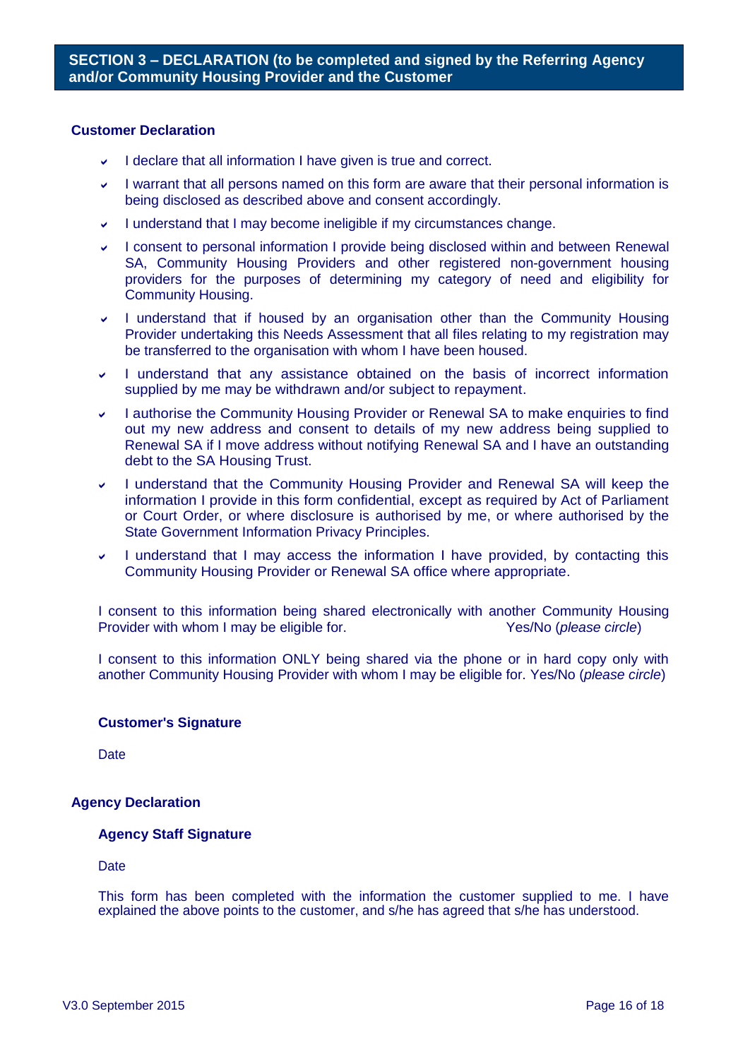## SECTION 3 – DECLARATION (to be completed and signed by the Referring Agency and/or Community Housing Provider and the Customer

### Customer Declaration

- I declare that all information I have given is true and correct.
- I warrant that all persons named on this form are aware that their personal information is being disclosed as described above and consent accordingly.
- I understand that I may become ineligible if my circumstances change.
- I consent to personal information I provide being disclosed within and between Renewal SA, Community Housing Providers and other registered non-government housing providers for the purposes of determining my category of need and eligibility for Community Housing.
- I understand that if housed by an organisation other than the Community Housing Provider undertaking this Needs Assessment that all files relating to my registration may be transferred to the organisation with whom I have been housed.
- I understand that any assistance obtained on the basis of incorrect information supplied by me may be withdrawn and/or subject to repayment.
- I authorise the Community Housing Provider or Renewal SA to make enquiries to find out my new address and consent to details of my new address being supplied to Renewal SA if I move address without notifying Renewal SA and I have an outstanding debt to the SA Housing Trust.
- I understand that the Community Housing Provider and Renewal SA will keep the information I provide in this form confidential, except as required by Act of Parliament or Court Order, or where disclosure is authorised by me, or where authorised by the State Government Information Privacy Principles.
- I understand that I may access the information I have provided, by contacting this Community Housing Provider or Renewal SA office where appropriate.

I consent to this information being shared electronically with another Community Housing Provider with whom I may be eligible for. Yes/No (*please circle*)

I consent to this information ONLY being shared via the phone or in hard copy only with another Community Housing Provider with whom I may be eligible for. Yes/No (*please circle*)

**Customer's Signature**

Date

### Agency Declaration

**Agency Staff Signature**

Date

This form has been completed with the information the customer supplied to me. I have explained the above points to the customer, and s/he has agreed that s/he has understood.

V3.0 September 2015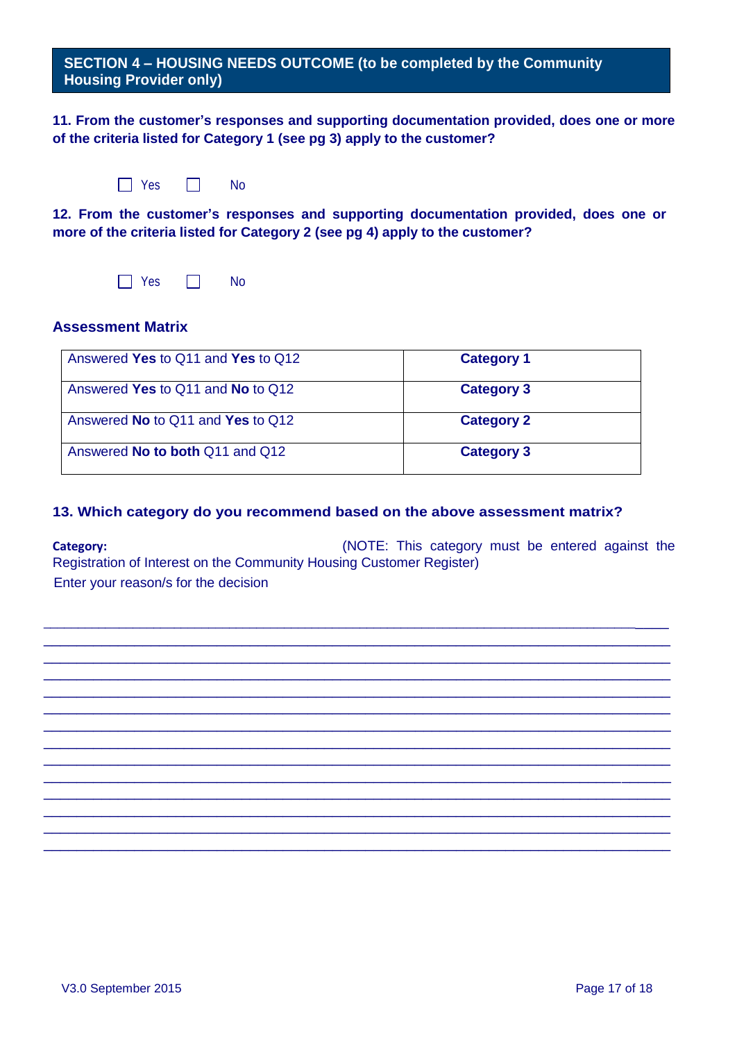## SECTION 4 – HOUSING NEEDS OUTCOME (to be completed by the Community Housing Provider only)

**11. From the customer's responses and supporting documentation provided, does one or more of the criteria listed for Category 1 (see pg 3) apply to the customer?**

☐ Yes ☐ No

**12. From the customer's responses and supporting documentation provided, does one or more of the criteria listed for Category 2 (see pg 4) apply to the customer?**

☐ Yes ☐ No

### Assessment Matrix

| | |
|---|---|
| Answered **Yes** to Q11 and **Yes** to Q12 | **Category 1** |
| Answered **Yes** to Q11 and **No** to Q12 | **Category 3** |
| Answered **No** to Q11 and **Yes** to Q12 | **Category 2** |
| Answered **No to both** Q11 and Q12 | **Category 3** |

**13. Which category do you recommend based on the above assessment matrix?**

**Category:** (NOTE: This category must be entered against the Registration of Interest on the Community Housing Customer Register)

Enter your reason/s for the decision

_______________________________________________________________________________

_______________________________________________________________________________

_______________________________________________________________________________

_______________________________________________________________________________

_______________________________________________________________________________

_______________________________________________________________________________

_______________________________________________________________________________

_______________________________________________________________________________

_______________________________________________________________________________

_______________________________________________________________________________

_______________________________________________________________________________

_______________________________________________________________________________

_______________________________________________________________________________

_______________________________________________________________________________

V3.0 September 2015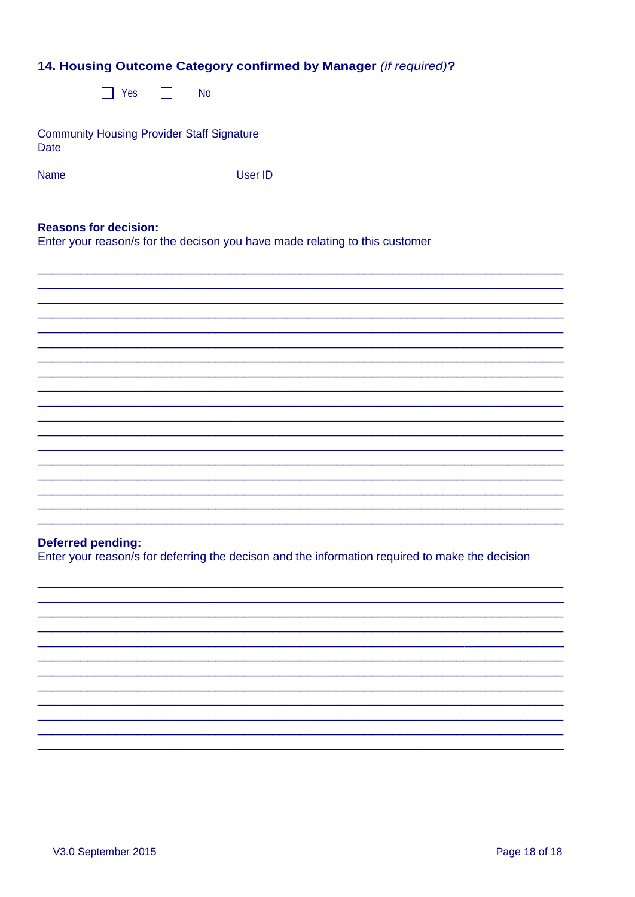## 14. Housing Outcome Category confirmed by Manager *(if required)*?

☐ Yes ☐ No

Community Housing Provider Staff Signature
Date

Name User ID

**Reasons for decision:**
Enter your reason/s for the decison you have made relating to this customer

______________________________________________________________________
______________________________________________________________________
______________________________________________________________________
______________________________________________________________________
______________________________________________________________________
______________________________________________________________________
______________________________________________________________________
______________________________________________________________________
______________________________________________________________________
______________________________________________________________________
______________________________________________________________________
______________________________________________________________________
______________________________________________________________________
______________________________________________________________________
______________________________________________________________________
______________________________________________________________________
______________________________________________________________________
______________________________________________________________________

**Deferred pending:**
Enter your reason/s for deferring the decison and the information required to make the decision

______________________________________________________________________
______________________________________________________________________
______________________________________________________________________
______________________________________________________________________
______________________________________________________________________
______________________________________________________________________
______________________________________________________________________
______________________________________________________________________
______________________________________________________________________
______________________________________________________________________
______________________________________________________________________
______________________________________________________________________

V3.0 September 2015